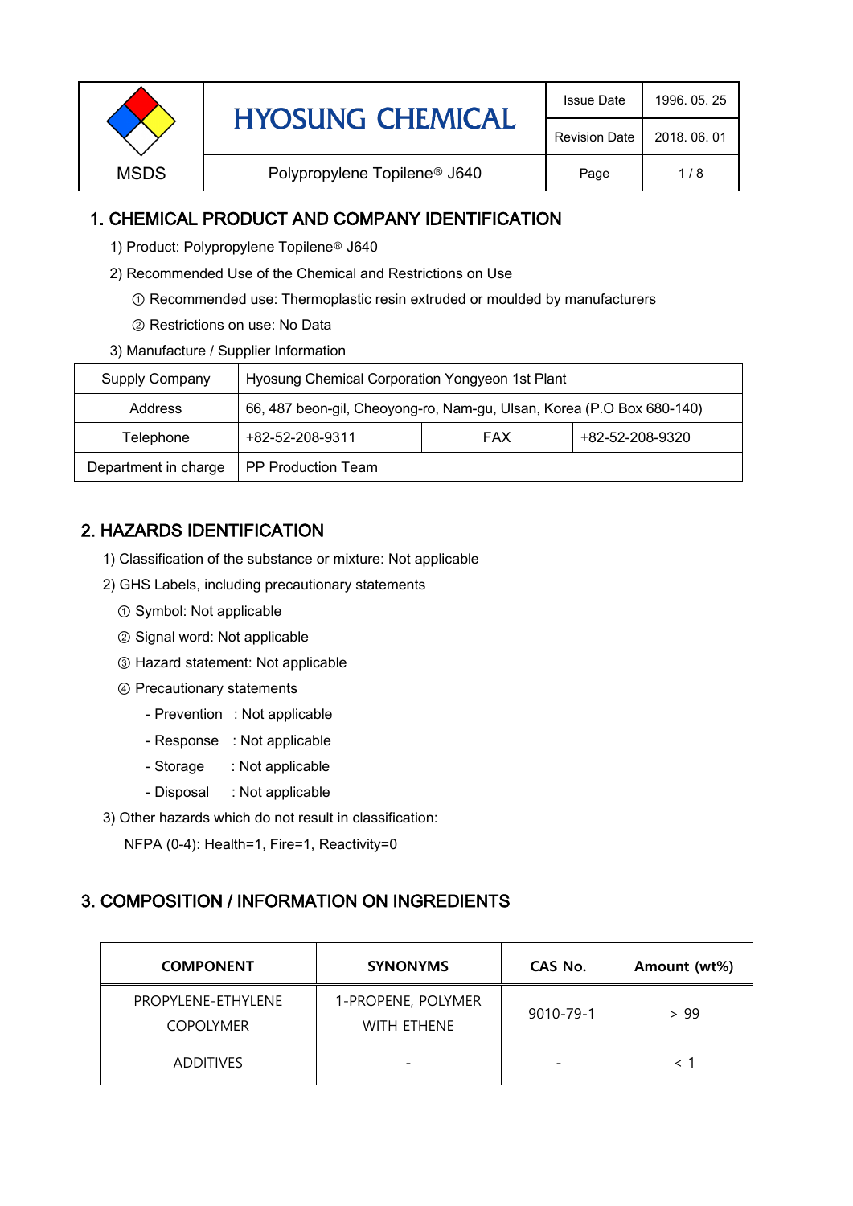| MSDS | HYOSUNG CHEMICAL | Issue Date | 1996. 05. 25 |
|---|---|---|---|
| | | Revision Date | 2018. 06. 01 |
| | Polypropylene Topilene® J640 | | |

## 1. CHEMICAL PRODUCT AND COMPANY IDENTIFICATION

1) Product: Polypropylene Topilene® J640

2) Recommended Use of the Chemical and Restrictions on Use

① Recommended use: Thermoplastic resin extruded or moulded by manufacturers

② Restrictions on use: No Data

3) Manufacture / Supplier Information

| Supply Company | Hyosung Chemical Corporation Yongyeon 1st Plant | | |
|---|---|---|---|
| Address | 66, 487 beon-gil, Cheoyong-ro, Nam-gu, Ulsan, Korea (P.O Box 680-140) | | |
| Telephone | +82-52-208-9311 | FAX | +82-52-208-9320 |
| Department in charge | PP Production Team | | |

## 2. HAZARDS IDENTIFICATION

1) Classification of the substance or mixture: Not applicable

2) GHS Labels, including precautionary statements

① Symbol: Not applicable

② Signal word: Not applicable

③ Hazard statement: Not applicable

④ Precautionary statements

- Prevention : Not applicable
- Response : Not applicable
- Storage : Not applicable
- Disposal : Not applicable

3) Other hazards which do not result in classification:

NFPA (0-4): Health=1, Fire=1, Reactivity=0

## 3. COMPOSITION / INFORMATION ON INGREDIENTS

| COMPONENT | SYNONYMS | CAS No. | Amount (wt%) |
|---|---|---|---|
| PROPYLENE-ETHYLENE COPOLYMER | 1-PROPENE, POLYMER WITH ETHENE | 9010-79-1 | > 99 |
| ADDITIVES | - | - | < 1 |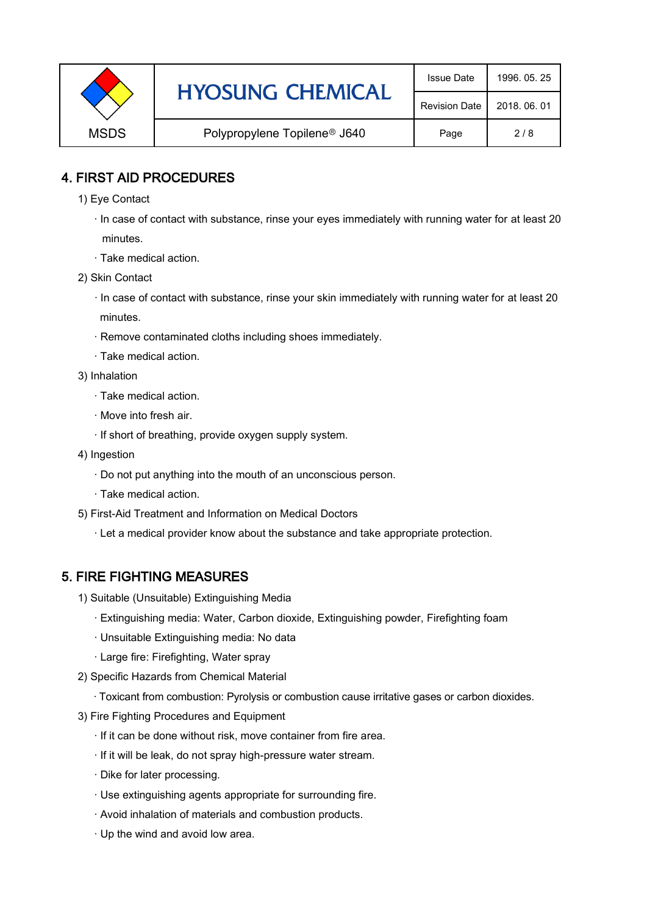## 4. FIRST AID PROCEDURES

1) Eye Contact

- In case of contact with substance, rinse your eyes immediately with running water for at least 20 minutes.
- Take medical action.

2) Skin Contact

- In case of contact with substance, rinse your skin immediately with running water for at least 20 minutes.
- Remove contaminated cloths including shoes immediately.
- Take medical action.

3) Inhalation

- Take medical action.
- Move into fresh air.
- If short of breathing, provide oxygen supply system.

4) Ingestion

- Do not put anything into the mouth of an unconscious person.
- Take medical action.

5) First-Aid Treatment and Information on Medical Doctors

- Let a medical provider know about the substance and take appropriate protection.

## 5. FIRE FIGHTING MEASURES

1) Suitable (Unsuitable) Extinguishing Media

- Extinguishing media: Water, Carbon dioxide, Extinguishing powder, Firefighting foam
- Unsuitable Extinguishing media: No data
- Large fire: Firefighting, Water spray

2) Specific Hazards from Chemical Material

- Toxicant from combustion: Pyrolysis or combustion cause irritative gases or carbon dioxides.

3) Fire Fighting Procedures and Equipment

- If it can be done without risk, move container from fire area.
- If it will be leak, do not spray high-pressure water stream.
- Dike for later processing.
- Use extinguishing agents appropriate for surrounding fire.
- Avoid inhalation of materials and combustion products.
- Up the wind and avoid low area.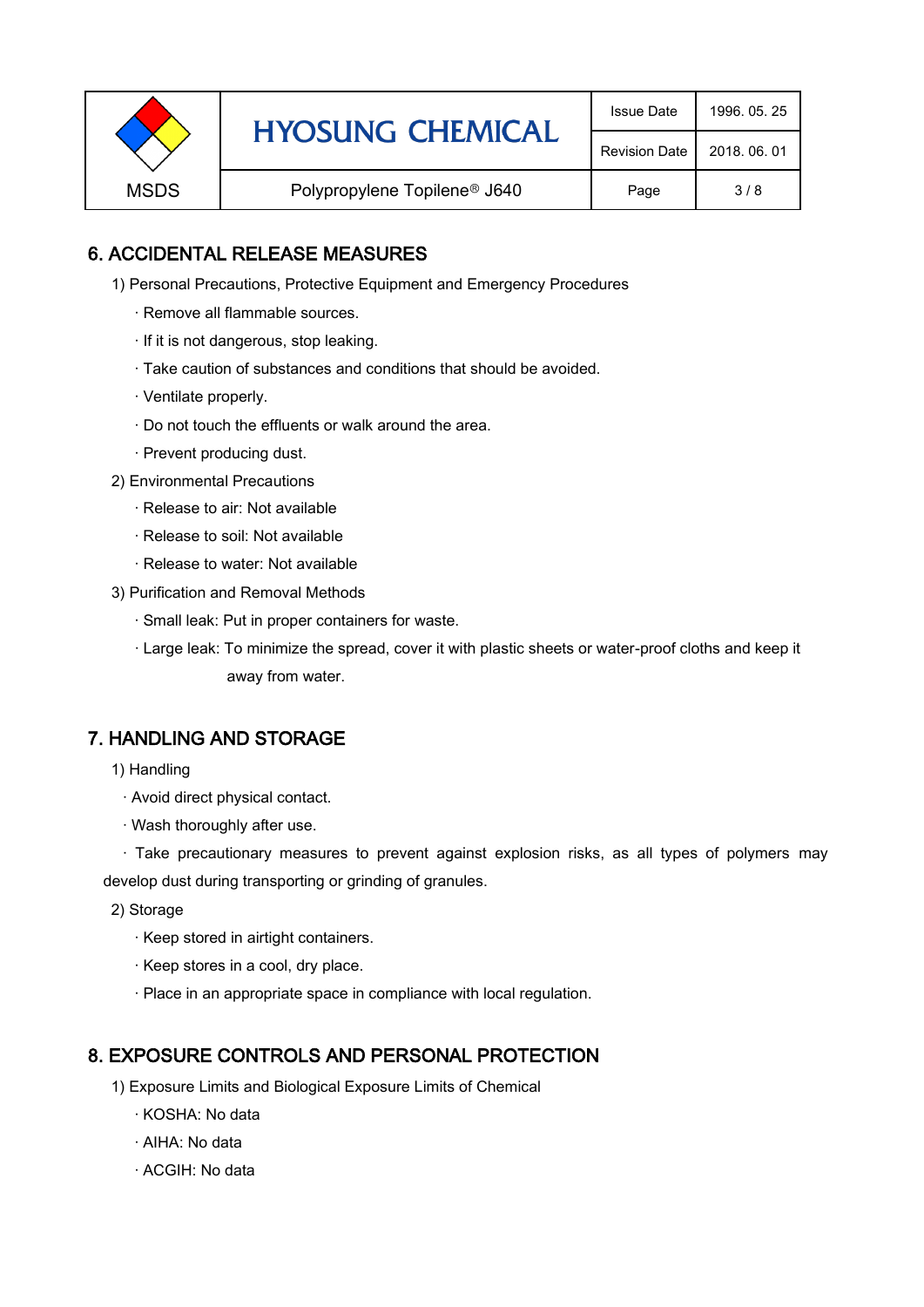## 6. ACCIDENTAL RELEASE MEASURES

1) Personal Precautions, Protective Equipment and Emergency Procedures

- · Remove all flammable sources.
- · If it is not dangerous, stop leaking.
- · Take caution of substances and conditions that should be avoided.
- · Ventilate properly.
- · Do not touch the effluents or walk around the area.
- · Prevent producing dust.

2) Environmental Precautions

- · Release to air: Not available
- · Release to soil: Not available
- · Release to water: Not available

3) Purification and Removal Methods

- · Small leak: Put in proper containers for waste.
- · Large leak: To minimize the spread, cover it with plastic sheets or water-proof cloths and keep it away from water.

## 7. HANDLING AND STORAGE

1) Handling

- · Avoid direct physical contact.
- · Wash thoroughly after use.
- · Take precautionary measures to prevent against explosion risks, as all types of polymers may develop dust during transporting or grinding of granules.

2) Storage

- · Keep stored in airtight containers.
- · Keep stores in a cool, dry place.
- · Place in an appropriate space in compliance with local regulation.

## 8. EXPOSURE CONTROLS AND PERSONAL PROTECTION

1) Exposure Limits and Biological Exposure Limits of Chemical

- · KOSHA: No data
- · AIHA: No data
- · ACGIH: No data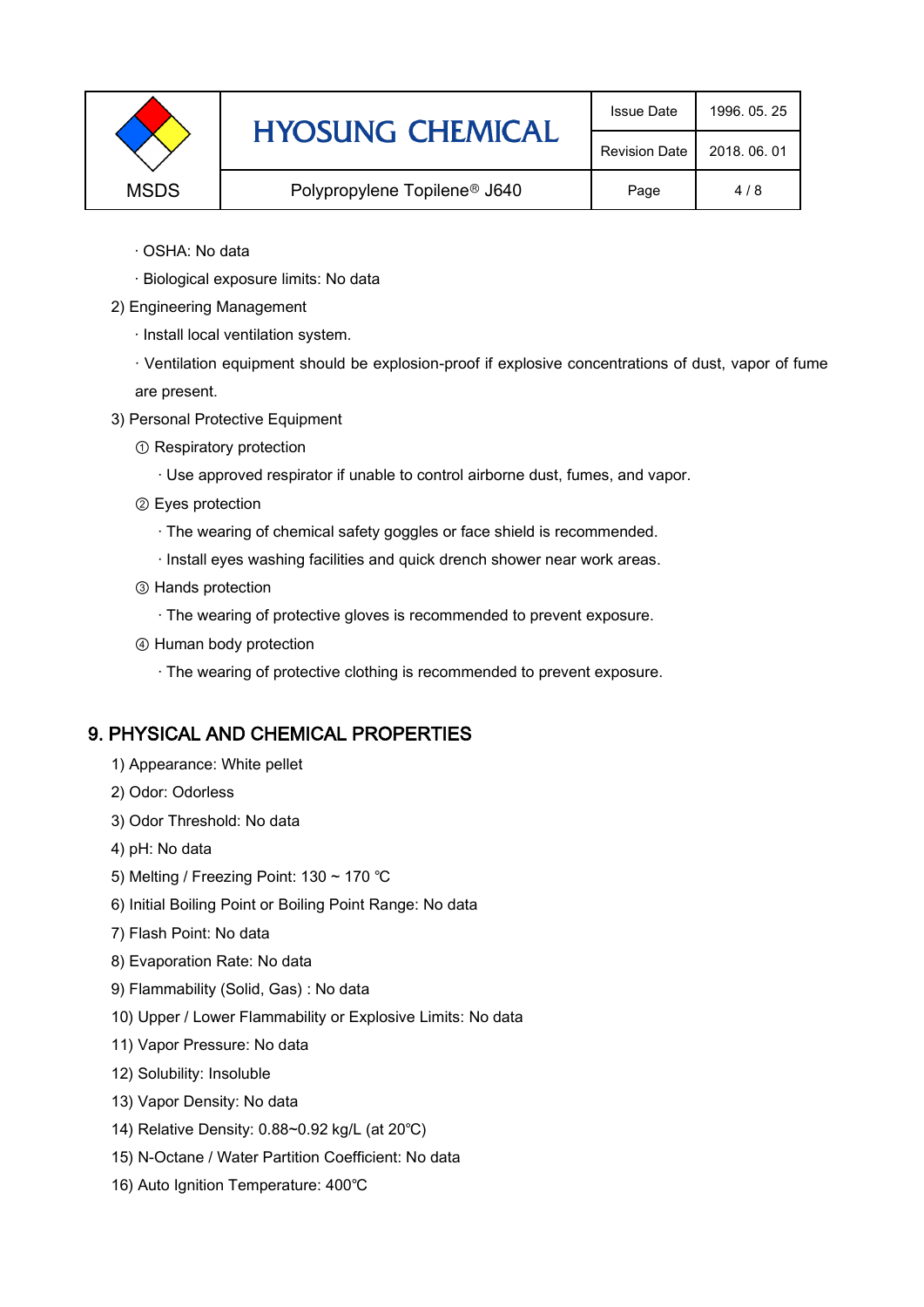· OSHA: No data

· Biological exposure limits: No data

2) Engineering Management

· Install local ventilation system.

· Ventilation equipment should be explosion-proof if explosive concentrations of dust, vapor of fume are present.

3) Personal Protective Equipment

① Respiratory protection

· Use approved respirator if unable to control airborne dust, fumes, and vapor.

② Eyes protection

· The wearing of chemical safety goggles or face shield is recommended.

· Install eyes washing facilities and quick drench shower near work areas.

③ Hands protection

· The wearing of protective gloves is recommended to prevent exposure.

④ Human body protection

· The wearing of protective clothing is recommended to prevent exposure.

## 9. PHYSICAL AND CHEMICAL PROPERTIES

1) Appearance: White pellet

2) Odor: Odorless

3) Odor Threshold: No data

4) pH: No data

5) Melting / Freezing Point: 130 ~ 170 ℃

6) Initial Boiling Point or Boiling Point Range: No data

7) Flash Point: No data

8) Evaporation Rate: No data

9) Flammability (Solid, Gas) : No data

10) Upper / Lower Flammability or Explosive Limits: No data

11) Vapor Pressure: No data

12) Solubility: Insoluble

13) Vapor Density: No data

14) Relative Density: 0.88~0.92 kg/L (at 20℃)

15) N-Octane / Water Partition Coefficient: No data

16) Auto Ignition Temperature: 400℃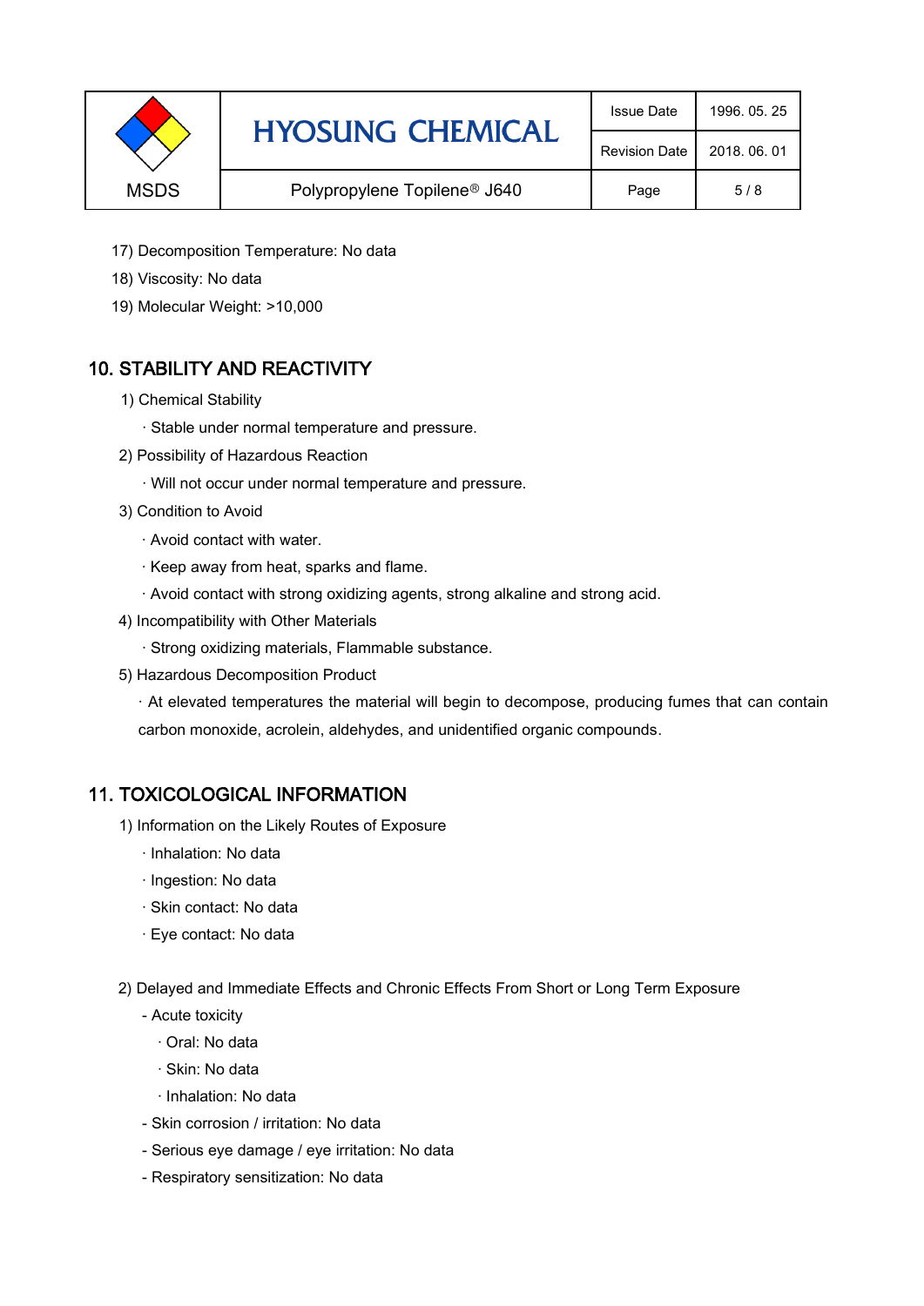17) Decomposition Temperature: No data

18) Viscosity: No data

19) Molecular Weight: >10,000

## 10. STABILITY AND REACTIVITY

1) Chemical Stability

· Stable under normal temperature and pressure.

2) Possibility of Hazardous Reaction

· Will not occur under normal temperature and pressure.

3) Condition to Avoid

· Avoid contact with water.

· Keep away from heat, sparks and flame.

· Avoid contact with strong oxidizing agents, strong alkaline and strong acid.

4) Incompatibility with Other Materials

· Strong oxidizing materials, Flammable substance.

5) Hazardous Decomposition Product

· At elevated temperatures the material will begin to decompose, producing fumes that can contain carbon monoxide, acrolein, aldehydes, and unidentified organic compounds.

## 11. TOXICOLOGICAL INFORMATION

1) Information on the Likely Routes of Exposure

· Inhalation: No data

· Ingestion: No data

· Skin contact: No data

· Eye contact: No data

2) Delayed and Immediate Effects and Chronic Effects From Short or Long Term Exposure

- Acute toxicity
  - · Oral: No data
  - · Skin: No data
  - · Inhalation: No data
- Skin corrosion / irritation: No data
- Serious eye damage / eye irritation: No data
- Respiratory sensitization: No data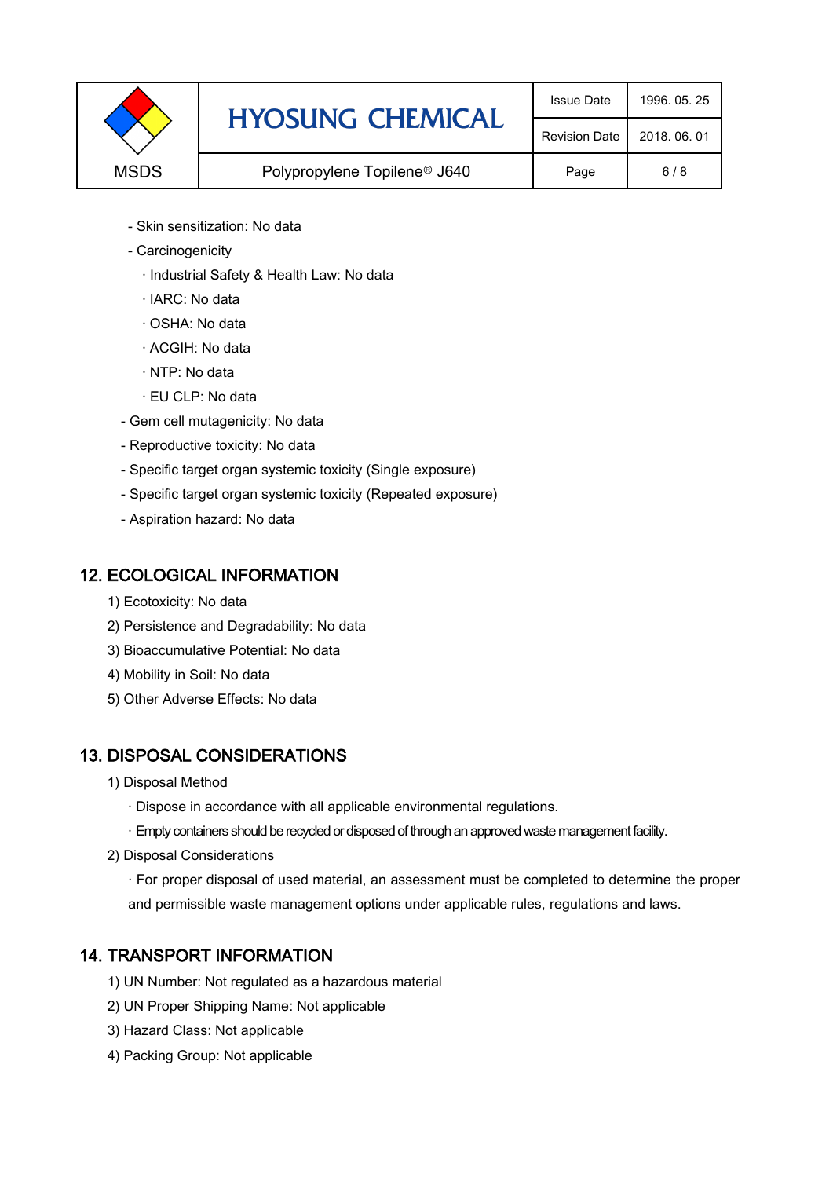- Skin sensitization: No data
- Carcinogenicity
  - · Industrial Safety & Health Law: No data
  - · IARC: No data
  - · OSHA: No data
  - · ACGIH: No data
  - · NTP: No data
  - · EU CLP: No data
- Gem cell mutagenicity: No data
- Reproductive toxicity: No data
- Specific target organ systemic toxicity (Single exposure)
- Specific target organ systemic toxicity (Repeated exposure)
- Aspiration hazard: No data

## 12. ECOLOGICAL INFORMATION

1) Ecotoxicity: No data
2) Persistence and Degradability: No data
3) Bioaccumulative Potential: No data
4) Mobility in Soil: No data
5) Other Adverse Effects: No data

## 13. DISPOSAL CONSIDERATIONS

1) Disposal Method
   - · Dispose in accordance with all applicable environmental regulations.
   - · Empty containers should be recycled or disposed of through an approved waste management facility.
2) Disposal Considerations
   - · For proper disposal of used material, an assessment must be completed to determine the proper and permissible waste management options under applicable rules, regulations and laws.

## 14. TRANSPORT INFORMATION

1) UN Number: Not regulated as a hazardous material
2) UN Proper Shipping Name: Not applicable
3) Hazard Class: Not applicable
4) Packing Group: Not applicable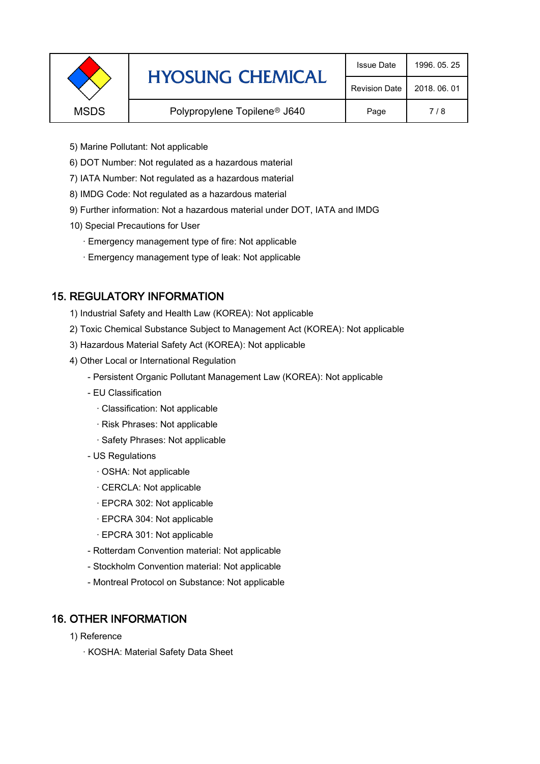5) Marine Pollutant: Not applicable

6) DOT Number: Not regulated as a hazardous material

7) IATA Number: Not regulated as a hazardous material

8) IMDG Code: Not regulated as a hazardous material

9) Further information: Not a hazardous material under DOT, IATA and IMDG

10) Special Precautions for User

- · Emergency management type of fire: Not applicable
- · Emergency management type of leak: Not applicable

## 15. REGULATORY INFORMATION

1) Industrial Safety and Health Law (KOREA): Not applicable

2) Toxic Chemical Substance Subject to Management Act (KOREA): Not applicable

3) Hazardous Material Safety Act (KOREA): Not applicable

4) Other Local or International Regulation

- Persistent Organic Pollutant Management Law (KOREA): Not applicable
- EU Classification
  - · Classification: Not applicable
  - · Risk Phrases: Not applicable
  - · Safety Phrases: Not applicable
- US Regulations
  - · OSHA: Not applicable
  - · CERCLA: Not applicable
  - · EPCRA 302: Not applicable
  - · EPCRA 304: Not applicable
  - · EPCRA 301: Not applicable
- Rotterdam Convention material: Not applicable
- Stockholm Convention material: Not applicable
- Montreal Protocol on Substance: Not applicable

## 16. OTHER INFORMATION

1) Reference

- · KOSHA: Material Safety Data Sheet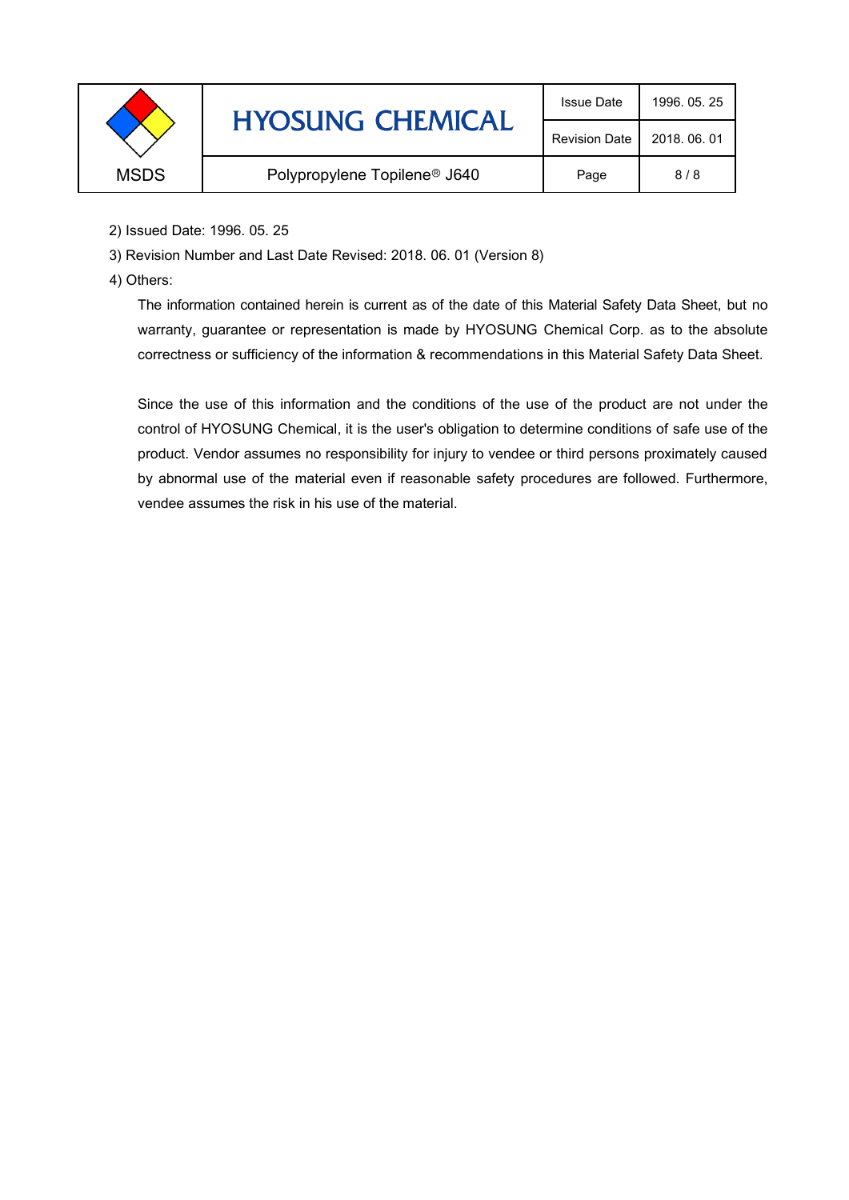2) Issued Date: 1996. 05. 25

3) Revision Number and Last Date Revised: 2018. 06. 01 (Version 8)

4) Others:

The information contained herein is current as of the date of this Material Safety Data Sheet, but no warranty, guarantee or representation is made by HYOSUNG Chemical Corp. as to the absolute correctness or sufficiency of the information & recommendations in this Material Safety Data Sheet.

Since the use of this information and the conditions of the use of the product are not under the control of HYOSUNG Chemical, it is the user's obligation to determine conditions of safe use of the product. Vendor assumes no responsibility for injury to vendee or third persons proximately caused by abnormal use of the material even if reasonable safety procedures are followed. Furthermore, vendee assumes the risk in his use of the material.